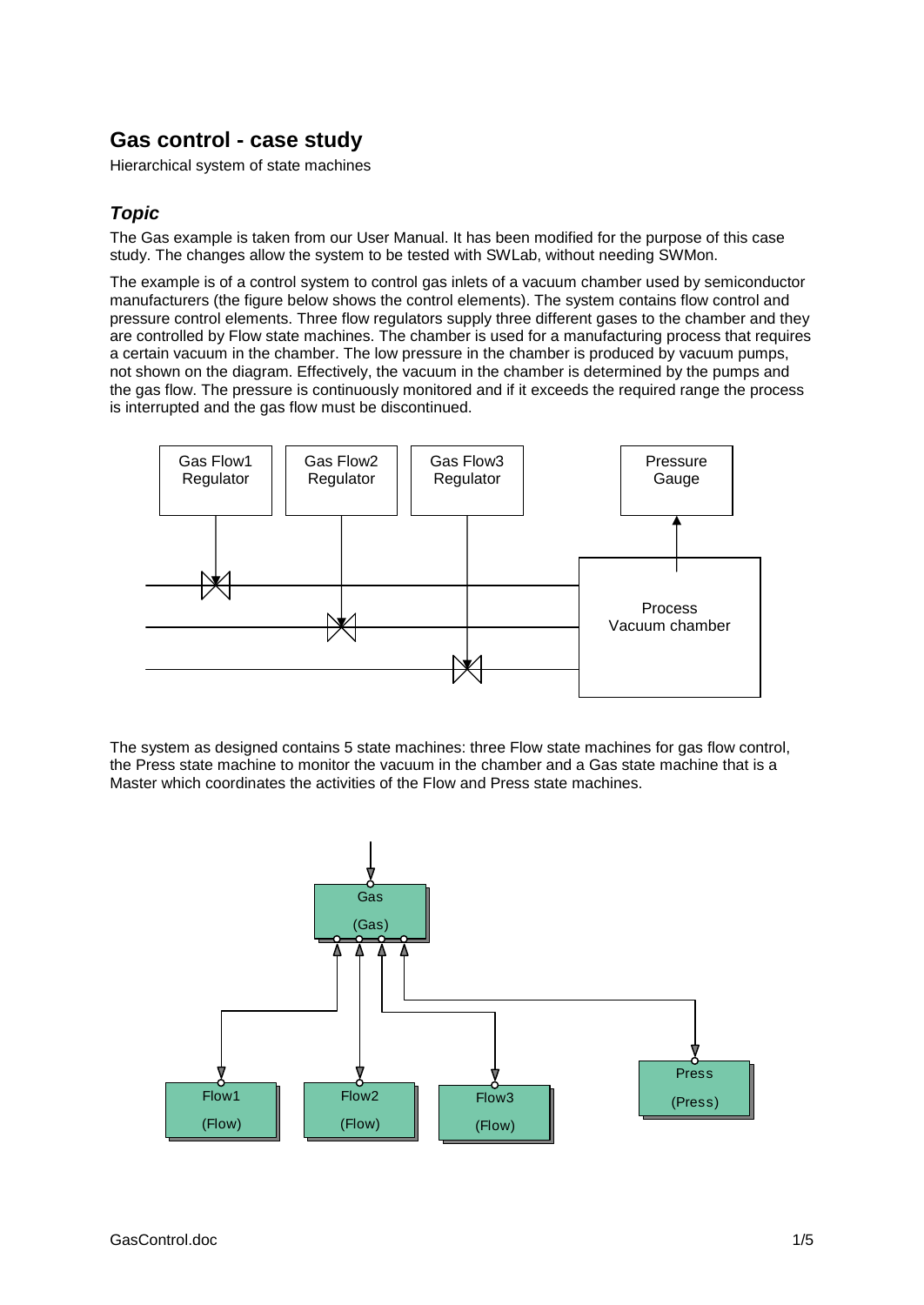# Gas control - case study

Hierarchical system of state machines

## *Topic*

The Gas example is taken from our User Manual. It has been modified for the purpose of this case study. The changes allow the system to be tested with SWLab, without needing SWMon.

The example is of a control system to control gas inlets of a vacuum chamber used by semiconductor manufacturers (the figure below shows the control elements). The system contains flow control and pressure control elements. Three flow regulators supply three different gases to the chamber and they are controlled by Flow state machines. The chamber is used for a manufacturing process that requires a certain vacuum in the chamber. The low pressure in the chamber is produced by vacuum pumps, not shown on the diagram. Effectively, the vacuum in the chamber is determined by the pumps and the gas flow. The pressure is continuously monitored and if it exceeds the required range the process is interrupted and the gas flow must be discontinued.

Gas Flow1 Regulator | Gas Flow2 Regulator | Gas Flow3 Regulator | Pressure Gauge | Process Vacuum chamber

The system as designed contains 5 state machines: three Flow state machines for gas flow control, the Press state machine to monitor the vacuum in the chamber and a Gas state machine that is a Master which coordinates the activities of the Flow and Press state machines.

Gas (Gas) | Flow1 (Flow) | Flow2 (Flow) | Flow3 (Flow) | Press (Press)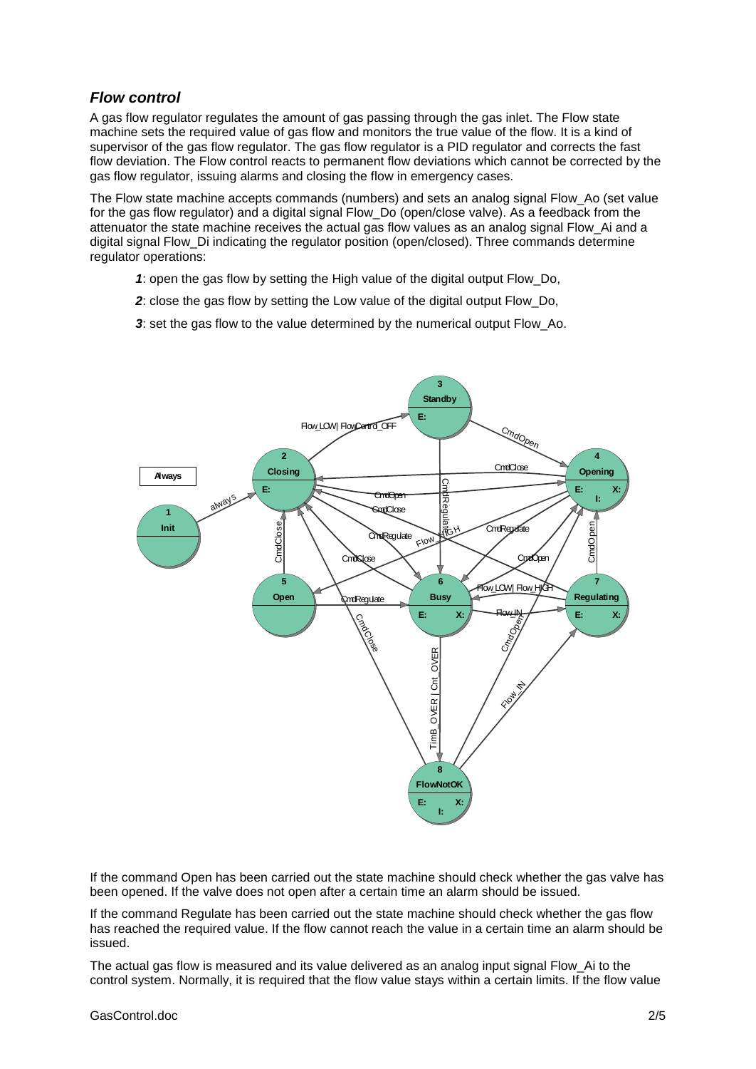### ***Flow control***

A gas flow regulator regulates the amount of gas passing through the gas inlet. The Flow state machine sets the required value of gas flow and monitors the true value of the flow. It is a kind of supervisor of the gas flow regulator. The gas flow regulator is a PID regulator and corrects the fast flow deviation. The Flow control reacts to permanent flow deviations which cannot be corrected by the gas flow regulator, issuing alarms and closing the flow in emergency cases.

The Flow state machine accepts commands (numbers) and sets an analog signal Flow_Ao (set value for the gas flow regulator) and a digital signal Flow_Do (open/close valve). As a feedback from the attenuator the state machine receives the actual gas flow values as an analog signal Flow_Ai and a digital signal Flow_Di indicating the regulator position (open/closed). Three commands determine regulator operations:

- ***1***: open the gas flow by setting the High value of the digital output Flow_Do,
- ***2***: close the gas flow by setting the Low value of the digital output Flow_Do,
- ***3***: set the gas flow to the value determined by the numerical output Flow_Ao.

If the command Open has been carried out the state machine should check whether the gas valve has been opened. If the valve does not open after a certain time an alarm should be issued.

If the command Regulate has been carried out the state machine should check whether the gas flow has reached the required value. If the flow cannot reach the value in a certain time an alarm should be issued.

The actual gas flow is measured and its value delivered as an analog input signal Flow_Ai to the control system. Normally, it is required that the flow value stays within a certain limits. If the flow value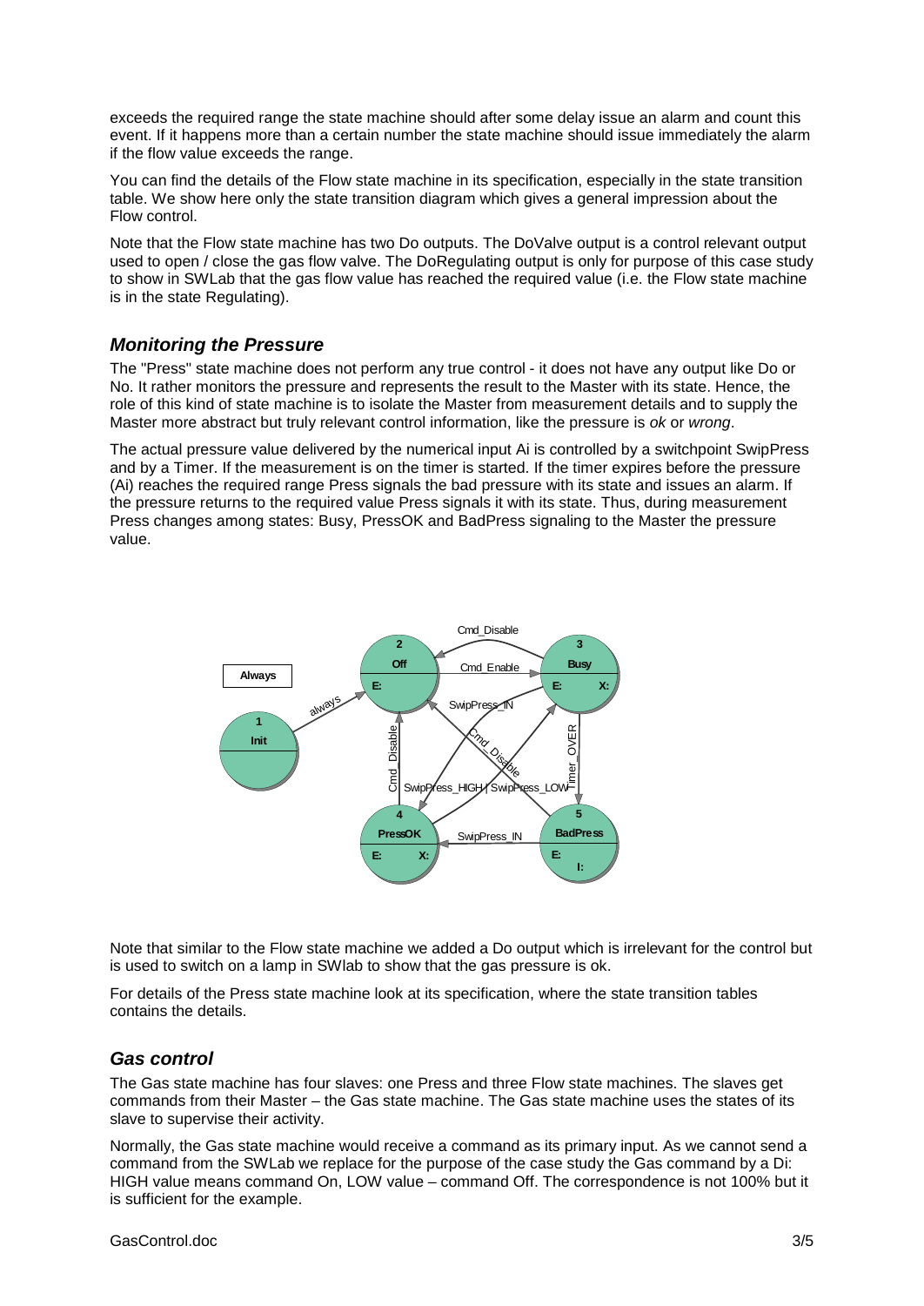exceeds the required range the state machine should after some delay issue an alarm and count this event. If it happens more than a certain number the state machine should issue immediately the alarm if the flow value exceeds the range.

You can find the details of the Flow state machine in its specification, especially in the state transition table. We show here only the state transition diagram which gives a general impression about the Flow control.

Note that the Flow state machine has two Do outputs. The DoValve output is a control relevant output used to open / close the gas flow valve. The DoRegulating output is only for purpose of this case study to show in SWLab that the gas flow value has reached the required value (i.e. the Flow state machine is in the state Regulating).

### *Monitoring the Pressure*

The "Press" state machine does not perform any true control - it does not have any output like Do or No. It rather monitors the pressure and represents the result to the Master with its state. Hence, the role of this kind of state machine is to isolate the Master from measurement details and to supply the Master more abstract but truly relevant control information, like the pressure is *ok* or *wrong*.

The actual pressure value delivered by the numerical input Ai is controlled by a switchpoint SwipPress and by a Timer. If the measurement is on the timer is started. If the timer expires before the pressure (Ai) reaches the required range Press signals the bad pressure with its state and issues an alarm. If the pressure returns to the required value Press signals it with its state. Thus, during measurement Press changes among states: Busy, PressOK and BadPress signaling to the Master the pressure value.

Note that similar to the Flow state machine we added a Do output which is irrelevant for the control but is used to switch on a lamp in SWlab to show that the gas pressure is ok.

For details of the Press state machine look at its specification, where the state transition tables contains the details.

### *Gas control*

The Gas state machine has four slaves: one Press and three Flow state machines. The slaves get commands from their Master – the Gas state machine. The Gas state machine uses the states of its slave to supervise their activity.

Normally, the Gas state machine would receive a command as its primary input. As we cannot send a command from the SWLab we replace for the purpose of the case study the Gas command by a Di: HIGH value means command On, LOW value – command Off. The correspondence is not 100% but it is sufficient for the example.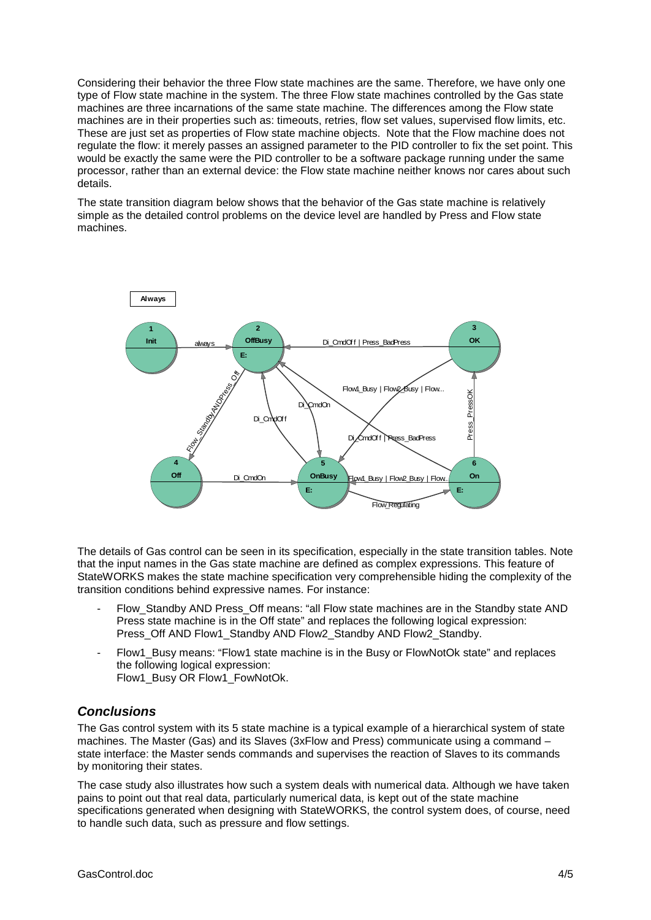Considering their behavior the three Flow state machines are the same. Therefore, we have only one type of Flow state machine in the system. The three Flow state machines controlled by the Gas state machines are three incarnations of the same state machine. The differences among the Flow state machines are in their properties such as: timeouts, retries, flow set values, supervised flow limits, etc. These are just set as properties of Flow state machine objects. Note that the Flow machine does not regulate the flow: it merely passes an assigned parameter to the PID controller to fix the set point. This would be exactly the same were the PID controller to be a software package running under the same processor, rather than an external device: the Flow state machine neither knows nor cares about such details.

The state transition diagram below shows that the behavior of the Gas state machine is relatively simple as the detailed control problems on the device level are handled by Press and Flow state machines.

The details of Gas control can be seen in its specification, especially in the state transition tables. Note that the input names in the Gas state machine are defined as complex expressions. This feature of StateWORKS makes the state machine specification very comprehensible hiding the complexity of the transition conditions behind expressive names. For instance:

- Flow_Standby AND Press_Off means: "all Flow state machines are in the Standby state AND Press state machine is in the Off state" and replaces the following logical expression: Press_Off AND Flow1_Standby AND Flow2_Standby AND Flow2_Standby.
- Flow1_Busy means: "Flow1 state machine is in the Busy or FlowNotOk state" and replaces the following logical expression: Flow1_Busy OR Flow1_FowNotOk.

## *Conclusions*

The Gas control system with its 5 state machine is a typical example of a hierarchical system of state machines. The Master (Gas) and its Slaves (3xFlow and Press) communicate using a command – state interface: the Master sends commands and supervises the reaction of Slaves to its commands by monitoring their states.

The case study also illustrates how such a system deals with numerical data. Although we have taken pains to point out that real data, particularly numerical data, is kept out of the state machine specifications generated when designing with StateWORKS, the control system does, of course, need to handle such data, such as pressure and flow settings.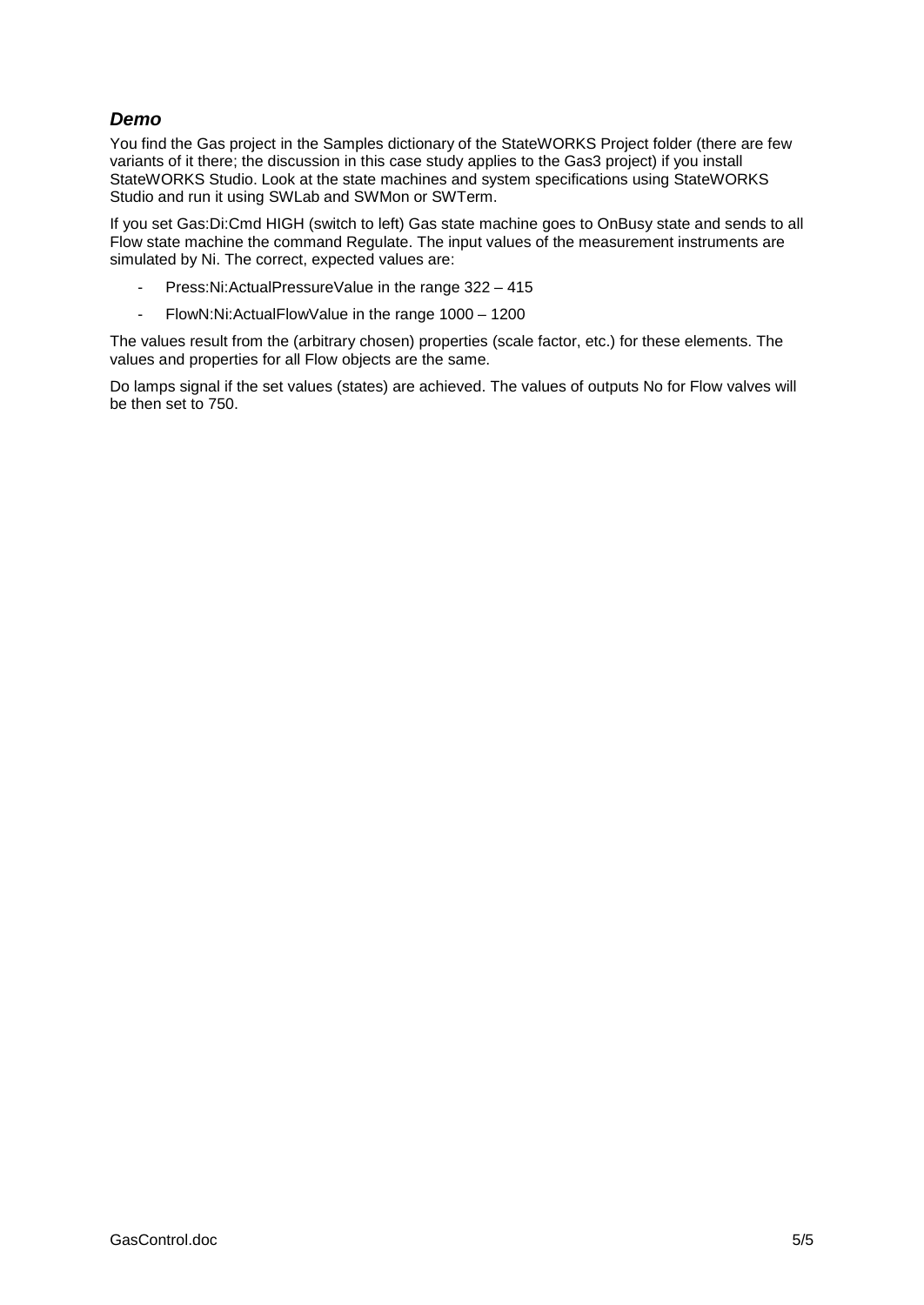### *Demo*

You find the Gas project in the Samples dictionary of the StateWORKS Project folder (there are few variants of it there; the discussion in this case study applies to the Gas3 project) if you install StateWORKS Studio. Look at the state machines and system specifications using StateWORKS Studio and run it using SWLab and SWMon or SWTerm.

If you set Gas:Di:Cmd HIGH (switch to left) Gas state machine goes to OnBusy state and sends to all Flow state machine the command Regulate. The input values of the measurement instruments are simulated by Ni. The correct, expected values are:

- Press:Ni:ActualPressureValue in the range 322 – 415
- FlowN:Ni:ActualFlowValue in the range 1000 – 1200

The values result from the (arbitrary chosen) properties (scale factor, etc.) for these elements. The values and properties for all Flow objects are the same.

Do lamps signal if the set values (states) are achieved. The values of outputs No for Flow valves will be then set to 750.